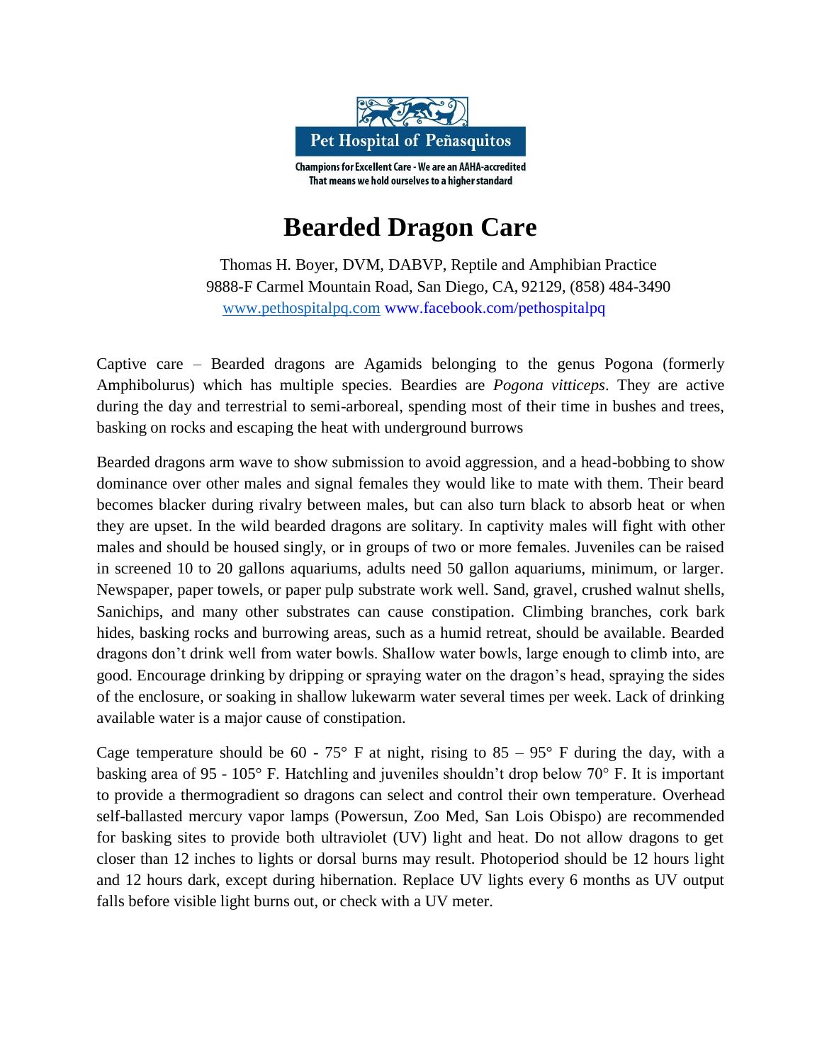Pet Hospital of Peñasquitos

Champions for Excellent Care - We are an AAHA-accredited
That means we hold ourselves to a higher standard

# Bearded Dragon Care

Thomas H. Boyer, DVM, DABVP, Reptile and Amphibian Practice
9888-F Carmel Mountain Road, San Diego, CA, 92129, (858) 484-3490
www.pethospitalpq.com www.facebook.com/pethospitalpq

Captive care – Bearded dragons are Agamids belonging to the genus Pogona (formerly Amphibolurus) which has multiple species. Beardies are *Pogona vitticeps*. They are active during the day and terrestrial to semi-arboreal, spending most of their time in bushes and trees, basking on rocks and escaping the heat with underground burrows

Bearded dragons arm wave to show submission to avoid aggression, and a head-bobbing to show dominance over other males and signal females they would like to mate with them. Their beard becomes blacker during rivalry between males, but can also turn black to absorb heat or when they are upset. In the wild bearded dragons are solitary. In captivity males will fight with other males and should be housed singly, or in groups of two or more females. Juveniles can be raised in screened 10 to 20 gallons aquariums, adults need 50 gallon aquariums, minimum, or larger. Newspaper, paper towels, or paper pulp substrate work well. Sand, gravel, crushed walnut shells, Sanichips, and many other substrates can cause constipation. Climbing branches, cork bark hides, basking rocks and burrowing areas, such as a humid retreat, should be available. Bearded dragons don't drink well from water bowls. Shallow water bowls, large enough to climb into, are good. Encourage drinking by dripping or spraying water on the dragon's head, spraying the sides of the enclosure, or soaking in shallow lukewarm water several times per week. Lack of drinking available water is a major cause of constipation.

Cage temperature should be 60 - 75° F at night, rising to 85 – 95° F during the day, with a basking area of 95 - 105° F. Hatchling and juveniles shouldn't drop below 70° F. It is important to provide a thermogradient so dragons can select and control their own temperature. Overhead self-ballasted mercury vapor lamps (Powersun, Zoo Med, San Lois Obispo) are recommended for basking sites to provide both ultraviolet (UV) light and heat. Do not allow dragons to get closer than 12 inches to lights or dorsal burns may result. Photoperiod should be 12 hours light and 12 hours dark, except during hibernation. Replace UV lights every 6 months as UV output falls before visible light burns out, or check with a UV meter.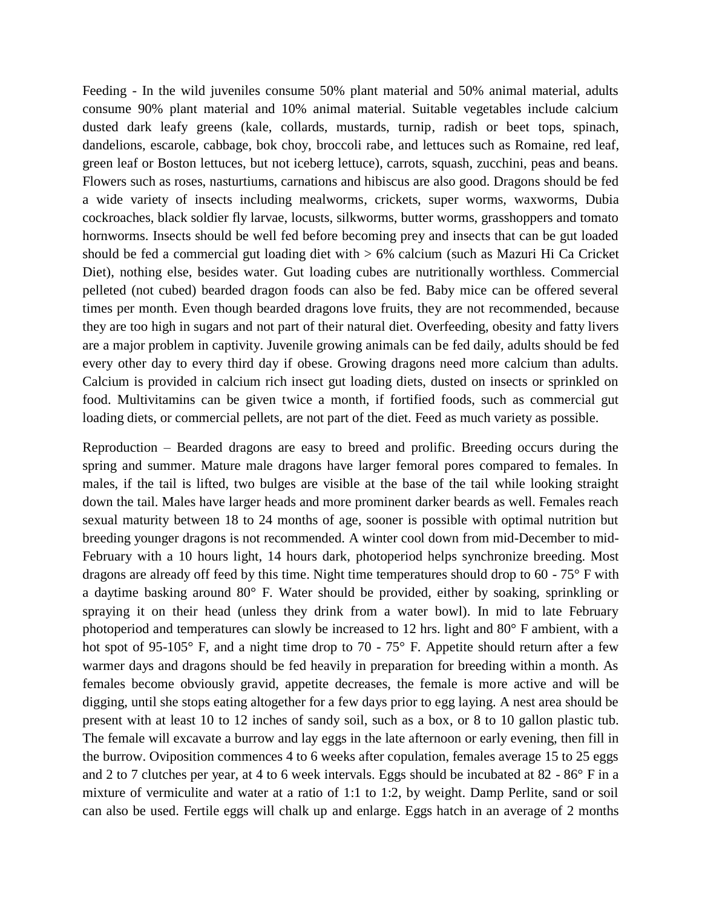Feeding - In the wild juveniles consume 50% plant material and 50% animal material, adults consume 90% plant material and 10% animal material. Suitable vegetables include calcium dusted dark leafy greens (kale, collards, mustards, turnip, radish or beet tops, spinach, dandelions, escarole, cabbage, bok choy, broccoli rabe, and lettuces such as Romaine, red leaf, green leaf or Boston lettuces, but not iceberg lettuce), carrots, squash, zucchini, peas and beans. Flowers such as roses, nasturtiums, carnations and hibiscus are also good. Dragons should be fed a wide variety of insects including mealworms, crickets, super worms, waxworms, Dubia cockroaches, black soldier fly larvae, locusts, silkworms, butter worms, grasshoppers and tomato hornworms. Insects should be well fed before becoming prey and insects that can be gut loaded should be fed a commercial gut loading diet with > 6% calcium (such as Mazuri Hi Ca Cricket Diet), nothing else, besides water. Gut loading cubes are nutritionally worthless. Commercial pelleted (not cubed) bearded dragon foods can also be fed. Baby mice can be offered several times per month. Even though bearded dragons love fruits, they are not recommended, because they are too high in sugars and not part of their natural diet. Overfeeding, obesity and fatty livers are a major problem in captivity. Juvenile growing animals can be fed daily, adults should be fed every other day to every third day if obese. Growing dragons need more calcium than adults. Calcium is provided in calcium rich insect gut loading diets, dusted on insects or sprinkled on food. Multivitamins can be given twice a month, if fortified foods, such as commercial gut loading diets, or commercial pellets, are not part of the diet. Feed as much variety as possible.

Reproduction – Bearded dragons are easy to breed and prolific. Breeding occurs during the spring and summer. Mature male dragons have larger femoral pores compared to females. In males, if the tail is lifted, two bulges are visible at the base of the tail while looking straight down the tail. Males have larger heads and more prominent darker beards as well. Females reach sexual maturity between 18 to 24 months of age, sooner is possible with optimal nutrition but breeding younger dragons is not recommended. A winter cool down from mid-December to mid-February with a 10 hours light, 14 hours dark, photoperiod helps synchronize breeding. Most dragons are already off feed by this time. Night time temperatures should drop to 60 - 75° F with a daytime basking around 80° F. Water should be provided, either by soaking, sprinkling or spraying it on their head (unless they drink from a water bowl). In mid to late February photoperiod and temperatures can slowly be increased to 12 hrs. light and 80° F ambient, with a hot spot of 95-105° F, and a night time drop to 70 - 75° F. Appetite should return after a few warmer days and dragons should be fed heavily in preparation for breeding within a month. As females become obviously gravid, appetite decreases, the female is more active and will be digging, until she stops eating altogether for a few days prior to egg laying. A nest area should be present with at least 10 to 12 inches of sandy soil, such as a box, or 8 to 10 gallon plastic tub. The female will excavate a burrow and lay eggs in the late afternoon or early evening, then fill in the burrow. Oviposition commences 4 to 6 weeks after copulation, females average 15 to 25 eggs and 2 to 7 clutches per year, at 4 to 6 week intervals. Eggs should be incubated at 82 - 86° F in a mixture of vermiculite and water at a ratio of 1:1 to 1:2, by weight. Damp Perlite, sand or soil can also be used. Fertile eggs will chalk up and enlarge. Eggs hatch in an average of 2 months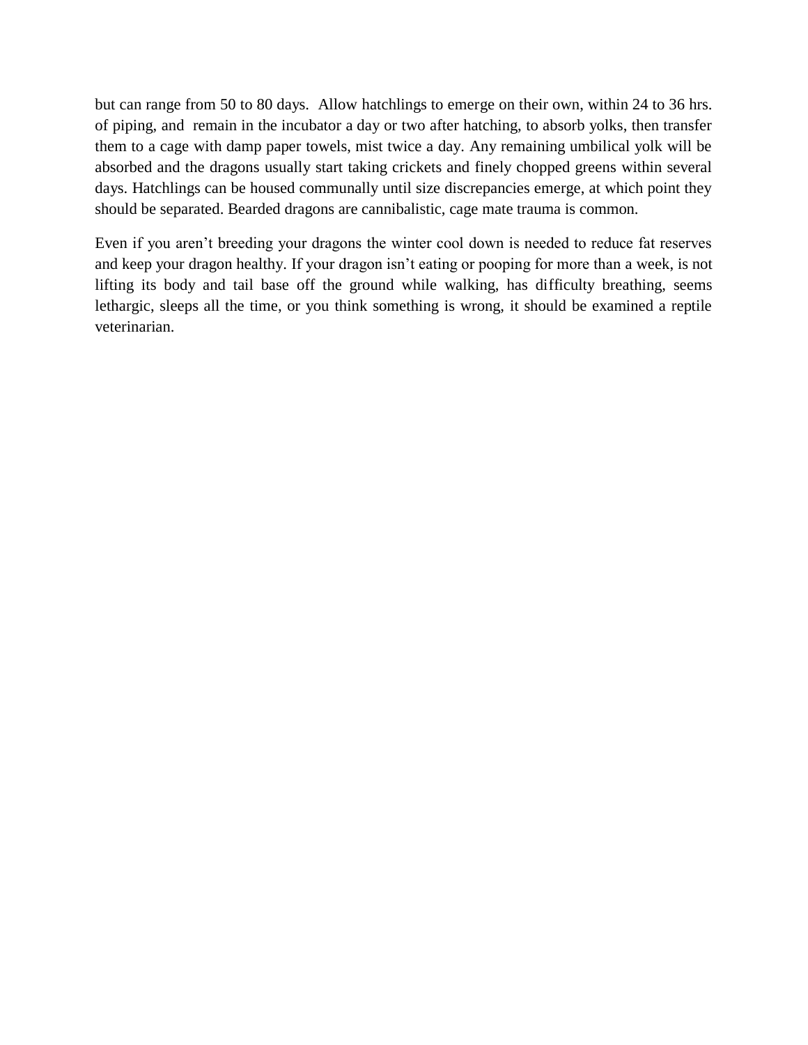but can range from 50 to 80 days.  Allow hatchlings to emerge on their own, within 24 to 36 hrs. of piping, and  remain in the incubator a day or two after hatching, to absorb yolks, then transfer them to a cage with damp paper towels, mist twice a day. Any remaining umbilical yolk will be absorbed and the dragons usually start taking crickets and finely chopped greens within several days. Hatchlings can be housed communally until size discrepancies emerge, at which point they should be separated. Bearded dragons are cannibalistic, cage mate trauma is common.

Even if you aren't breeding your dragons the winter cool down is needed to reduce fat reserves and keep your dragon healthy. If your dragon isn't eating or pooping for more than a week, is not lifting its body and tail base off the ground while walking, has difficulty breathing, seems lethargic, sleeps all the time, or you think something is wrong, it should be examined a reptile veterinarian.